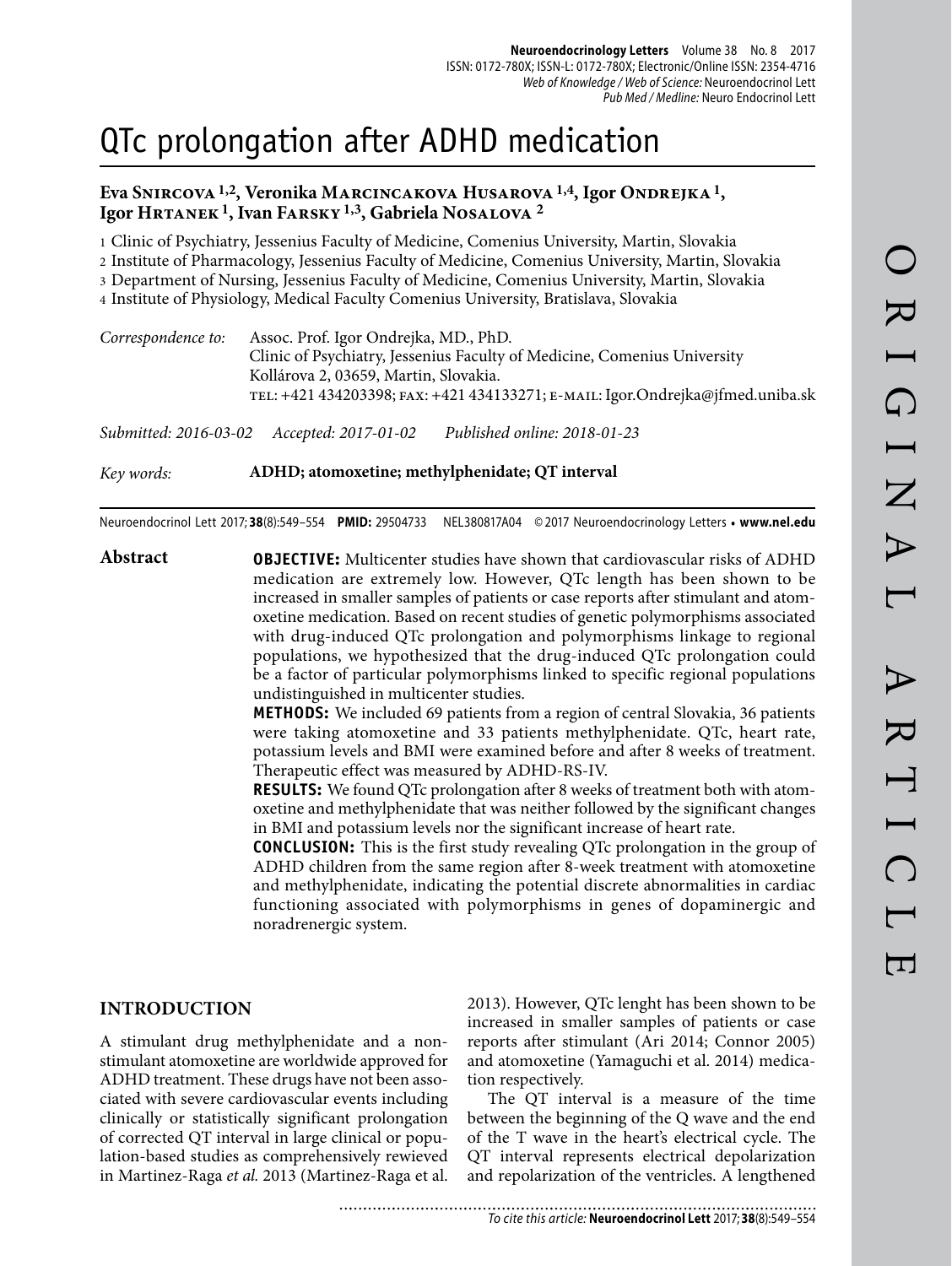# QTc prolongation after ADHD medication

**Eva Snircova [1,2], Veronika Marcincakova Husarova [1,4], Igor Ondrejka [1], Igor Hrtanek [1], Ivan Farsky [1,3], Gabriela Nosalova [2]**

1 Clinic of Psychiatry, Jessenius Faculty of Medicine, Comenius University, Martin, Slovakia
2 Institute of Pharmacology, Jessenius Faculty of Medicine, Comenius University, Martin, Slovakia
3 Department of Nursing, Jessenius Faculty of Medicine, Comenius University, Martin, Slovakia
4 Institute of Physiology, Medical Faculty Comenius University, Bratislava, Slovakia

*Correspondence to:* Assoc. Prof. Igor Ondrejka, MD., PhD.
Clinic of Psychiatry, Jessenius Faculty of Medicine, Comenius University
Kollárova 2, 03659, Martin, Slovakia.
TEL: +421 434203398; FAX: +421 434133271; E-MAIL: Igor.Ondrejka@jfmed.uniba.sk

*Submitted: 2016-03-02* *Accepted: 2017-01-02* *Published online: 2018-01-23*

*Key words:* **ADHD; atomoxetine; methylphenidate; QT interval**

Neuroendocrinol Lett 2017; **38**(8):549–554 **PMID:** 29504733 NEL380817A04 © 2017 Neuroendocrinology Letters • **www.nel.edu**

## Abstract

**OBJECTIVE:** Multicenter studies have shown that cardiovascular risks of ADHD medication are extremely low. However, QTc length has been shown to be increased in smaller samples of patients or case reports after stimulant and atomoxetine medication. Based on recent studies of genetic polymorphisms associated with drug-induced QTc prolongation and polymorphisms linkage to regional populations, we hypothesized that the drug-induced QTc prolongation could be a factor of particular polymorphisms linked to specific regional populations undistinguished in multicenter studies.

**METHODS:** We included 69 patients from a region of central Slovakia, 36 patients were taking atomoxetine and 33 patients methylphenidate. QTc, heart rate, potassium levels and BMI were examined before and after 8 weeks of treatment. Therapeutic effect was measured by ADHD-RS-IV.

**RESULTS:** We found QTc prolongation after 8 weeks of treatment both with atomoxetine and methylphenidate that was neither followed by the significant changes in BMI and potassium levels nor the significant increase of heart rate.

**CONCLUSION:** This is the first study revealing QTc prolongation in the group of ADHD children from the same region after 8-week treatment with atomoxetine and methylphenidate, indicating the potential discrete abnormalities in cardiac functioning associated with polymorphisms in genes of dopaminergic and noradrenergic system.

## INTRODUCTION

A stimulant drug methylphenidate and a non-stimulant atomoxetine are worldwide approved for ADHD treatment. These drugs have not been associated with severe cardiovascular events including clinically or statistically significant prolongation of corrected QT interval in large clinical or population-based studies as comprehensively rewieved in Martinez-Raga *et al.* 2013 (Martinez-Raga et al. 2013). However, QTc lenght has been shown to be increased in smaller samples of patients or case reports after stimulant (Ari 2014; Connor 2005) and atomoxetine (Yamaguchi et al. 2014) medication respectively.

The QT interval is a measure of the time between the beginning of the Q wave and the end of the T wave in the heart's electrical cycle. The QT interval represents electrical depolarization and repolarization of the ventricles. A lengthened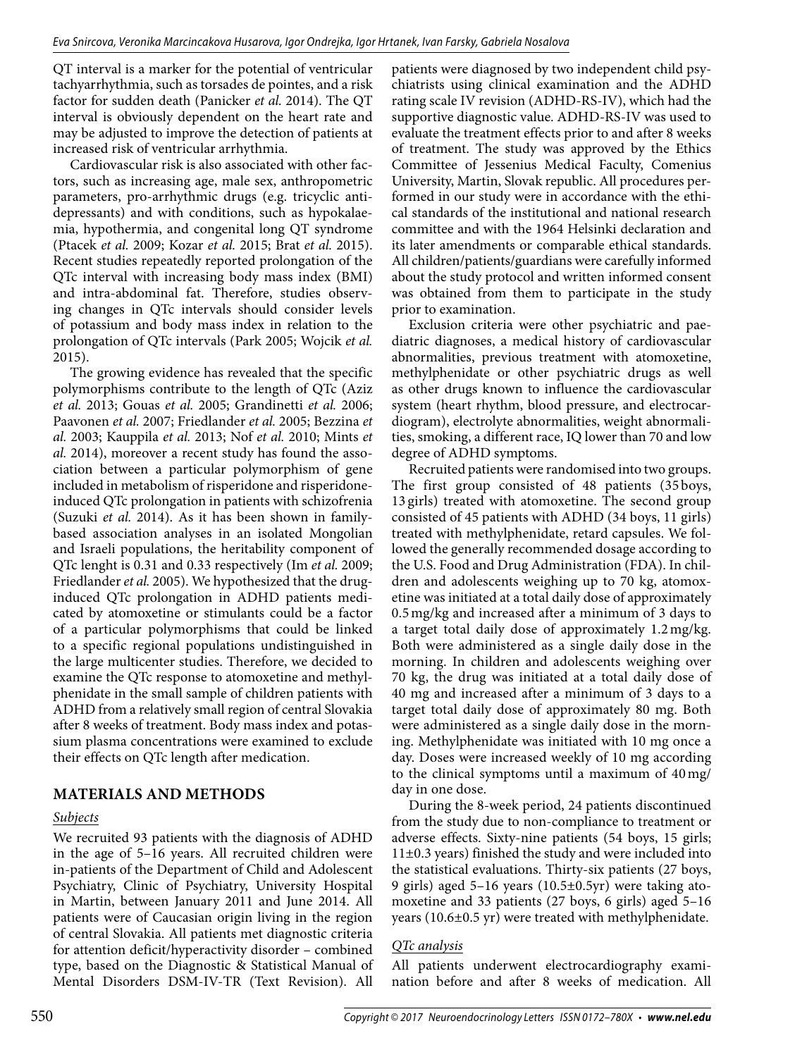QT interval is a marker for the potential of ventricular tachyarrhythmia, such as torsades de pointes, and a risk factor for sudden death (Panicker *et al.* 2014). The QT interval is obviously dependent on the heart rate and may be adjusted to improve the detection of patients at increased risk of ventricular arrhythmia.

Cardiovascular risk is also associated with other factors, such as increasing age, male sex, anthropometric parameters, pro-arrhythmic drugs (e.g. tricyclic antidepressants) and with conditions, such as hypokalaemia, hypothermia, and congenital long QT syndrome (Ptacek *et al.* 2009; Kozar *et al.* 2015; Brat *et al.* 2015). Recent studies repeatedly reported prolongation of the QTc interval with increasing body mass index (BMI) and intra-abdominal fat. Therefore, studies observing changes in QTc intervals should consider levels of potassium and body mass index in relation to the prolongation of QTc intervals (Park 2005; Wojcik *et al.* 2015).

The growing evidence has revealed that the specific polymorphisms contribute to the length of QTc (Aziz *et al.* 2013; Gouas *et al.* 2005; Grandinetti *et al.* 2006; Paavonen *et al.* 2007; Friedlander *et al.* 2005; Bezzina *et al.* 2003; Kauppila *et al.* 2013; Nof *et al.* 2010; Mints *et al.* 2014), moreover a recent study has found the association between a particular polymorphism of gene included in metabolism of risperidone and risperidone-induced QTc prolongation in patients with schizofrenia (Suzuki *et al.* 2014). As it has been shown in family-based association analyses in an isolated Mongolian and Israeli populations, the heritability component of QTc lenght is 0.31 and 0.33 respectively (Im *et al.* 2009; Friedlander *et al.* 2005). We hypothesized that the drug-induced QTc prolongation in ADHD patients medicated by atomoxetine or stimulants could be a factor of a particular polymorphisms that could be linked to a specific regional populations undistinguished in the large multicenter studies. Therefore, we decided to examine the QTc response to atomoxetine and methylphenidate in the small sample of children patients with ADHD from a relatively small region of central Slovakia after 8 weeks of treatment. Body mass index and potassium plasma concentrations were examined to exclude their effects on QTc length after medication.

## MATERIALS AND METHODS

### *Subjects*

We recruited 93 patients with the diagnosis of ADHD in the age of 5–16 years. All recruited children were in-patients of the Department of Child and Adolescent Psychiatry, Clinic of Psychiatry, University Hospital in Martin, between January 2011 and June 2014. All patients were of Caucasian origin living in the region of central Slovakia. All patients met diagnostic criteria for attention deficit/hyperactivity disorder – combined type, based on the Diagnostic & Statistical Manual of Mental Disorders DSM-IV-TR (Text Revision). All patients were diagnosed by two independent child psychiatrists using clinical examination and the ADHD rating scale IV revision (ADHD-RS-IV), which had the supportive diagnostic value. ADHD-RS-IV was used to evaluate the treatment effects prior to and after 8 weeks of treatment. The study was approved by the Ethics Committee of Jessenius Medical Faculty, Comenius University, Martin, Slovak republic. All procedures performed in our study were in accordance with the ethical standards of the institutional and national research committee and with the 1964 Helsinki declaration and its later amendments or comparable ethical standards. All children/patients/guardians were carefully informed about the study protocol and written informed consent was obtained from them to participate in the study prior to examination.

Exclusion criteria were other psychiatric and paediatric diagnoses, a medical history of cardiovascular abnormalities, previous treatment with atomoxetine, methylphenidate or other psychiatric drugs as well as other drugs known to influence the cardiovascular system (heart rhythm, blood pressure, and electrocardiogram), electrolyte abnormalities, weight abnormalities, smoking, a different race, IQ lower than 70 and low degree of ADHD symptoms.

Recruited patients were randomised into two groups. The first group consisted of 48 patients (35 boys, 13 girls) treated with atomoxetine. The second group consisted of 45 patients with ADHD (34 boys, 11 girls) treated with methylphenidate, retard capsules. We followed the generally recommended dosage according to the U.S. Food and Drug Administration (FDA). In children and adolescents weighing up to 70 kg, atomoxetine was initiated at a total daily dose of approximately 0.5 mg/kg and increased after a minimum of 3 days to a target total daily dose of approximately 1.2 mg/kg. Both were administered as a single daily dose in the morning. In children and adolescents weighing over 70 kg, the drug was initiated at a total daily dose of 40 mg and increased after a minimum of 3 days to a target total daily dose of approximately 80 mg. Both were administered as a single daily dose in the morning. Methylphenidate was initiated with 10 mg once a day. Doses were increased weekly of 10 mg according to the clinical symptoms until a maximum of 40 mg/day in one dose.

During the 8-week period, 24 patients discontinued from the study due to non-compliance to treatment or adverse effects. Sixty-nine patients (54 boys, 15 girls; 11±0.3 years) finished the study and were included into the statistical evaluations. Thirty-six patients (27 boys, 9 girls) aged 5–16 years (10.5±0.5 yr) were taking atomoxetine and 33 patients (27 boys, 6 girls) aged 5–16 years (10.6±0.5 yr) were treated with methylphenidate.

### *QTc analysis*

All patients underwent electrocardiography examination before and after 8 weeks of medication. All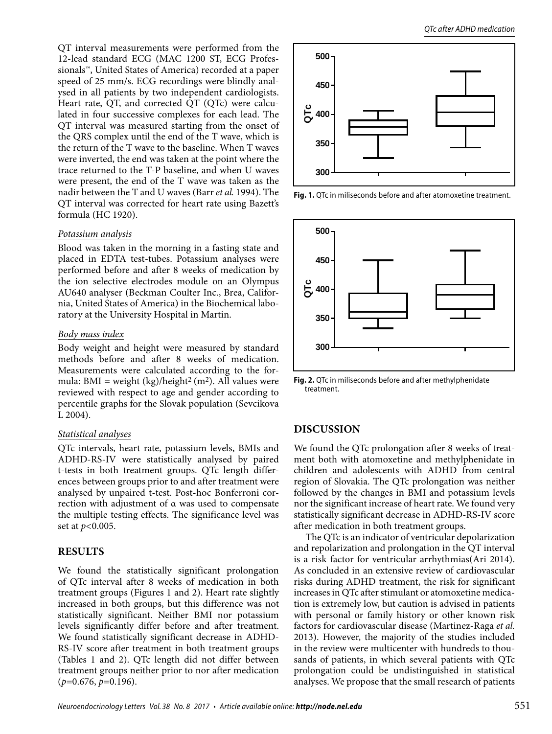QT interval measurements were performed from the 12-lead standard ECG (MAC 1200 ST, ECG Professionals™, United States of America) recorded at a paper speed of 25 mm/s. ECG recordings were blindly analysed in all patients by two independent cardiologists. Heart rate, QT, and corrected QT (QTc) were calculated in four successive complexes for each lead. The QT interval was measured starting from the onset of the QRS complex until the end of the T wave, which is the return of the T wave to the baseline. When T waves were inverted, the end was taken at the point where the trace returned to the T-P baseline, and when U waves were present, the end of the T wave was taken as the nadir between the T and U waves (Barr *et al.* 1994). The QT interval was corrected for heart rate using Bazett's formula (HC 1920).

*Potassium analysis*

Blood was taken in the morning in a fasting state and placed in EDTA test-tubes. Potassium analyses were performed before and after 8 weeks of medication by the ion selective electrodes module on an Olympus AU640 analyser (Beckman Coulter Inc., Brea, California, United States of America) in the Biochemical laboratory at the University Hospital in Martin.

*Body mass index*

Body weight and height were measured by standard methods before and after 8 weeks of medication. Measurements were calculated according to the formula: BMI = weight (kg)/height$^2$ (m$^2$). All values were reviewed with respect to age and gender according to percentile graphs for the Slovak population (Sevcikova L 2004).

*Statistical analyses*

QTc intervals, heart rate, potassium levels, BMIs and ADHD-RS-IV were statistically analysed by paired t-tests in both treatment groups. QTc length differences between groups prior to and after treatment were analysed by unpaired t-test. Post-hoc Bonferroni correction with adjustment of α was used to compensate the multiple testing effects. The significance level was set at $p<0.005$.

## RESULTS

We found the statistically significant prolongation of QTc interval after 8 weeks of medication in both treatment groups (Figures 1 and 2). Heart rate slightly increased in both groups, but this difference was not statistically significant. Neither BMI nor potassium levels significantly differ before and after treatment. We found statistically significant decrease in ADHD-RS-IV score after treatment in both treatment groups (Tables 1 and 2). QTc length did not differ between treatment groups neither prior to nor after medication ($p=0.676$, $p=0.196$).

**Fig. 1.** QTc in miliseconds before and after atomoxetine treatment.

**Fig. 2.** QTc in miliseconds before and after methylphenidate treatment.

## DISCUSSION

We found the QTc prolongation after 8 weeks of treatment both with atomoxetine and methylphenidate in children and adolescents with ADHD from central region of Slovakia. The QTc prolongation was neither followed by the changes in BMI and potassium levels nor the significant increase of heart rate. We found very statistically significant decrease in ADHD-RS-IV score after medication in both treatment groups.

The QTc is an indicator of ventricular depolarization and repolarization and prolongation in the QT interval is a risk factor for ventricular arrhythmias(Ari 2014). As concluded in an extensive review of cardiovascular risks during ADHD treatment, the risk for significant increases in QTc after stimulant or atomoxetine medication is extremely low, but caution is advised in patients with personal or family history or other known risk factors for cardiovascular disease (Martinez-Raga *et al.* 2013). However, the majority of the studies included in the review were multicenter with hundreds to thousands of patients, in which several patients with QTc prolongation could be undistinguished in statistical analyses. We propose that the small research of patients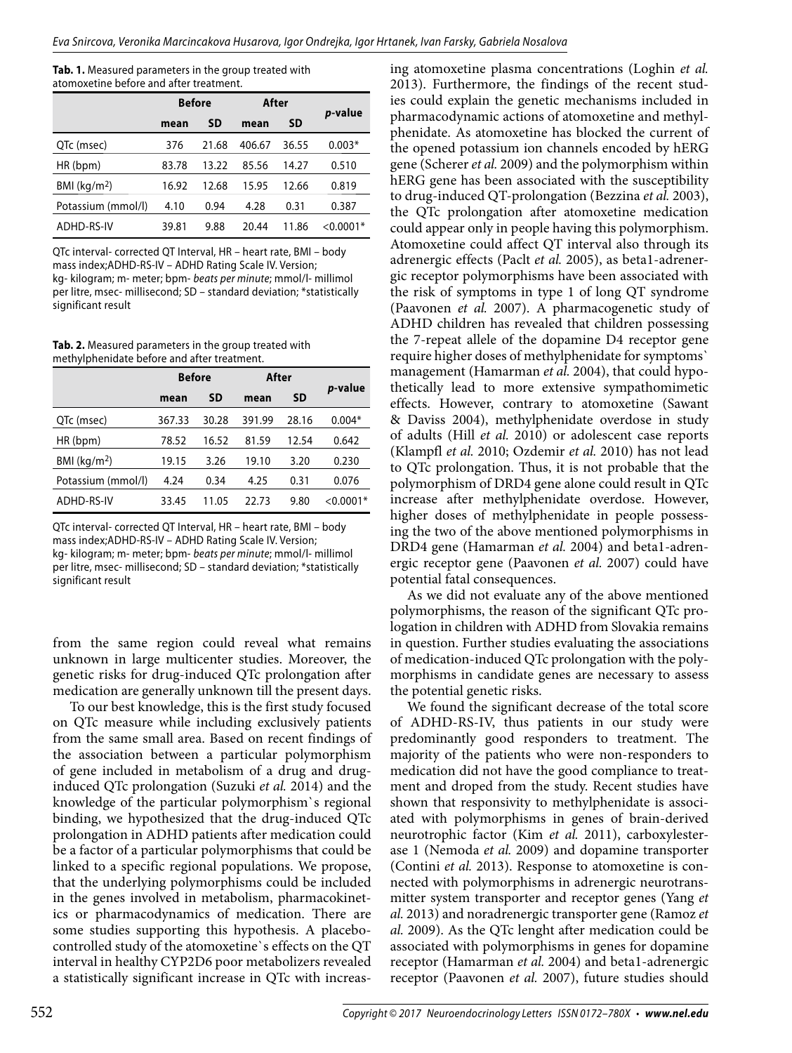**Tab. 1.** Measured parameters in the group treated with atomoxetine before and after treatment.

| | Before | | After | | *p*-value |
|---|---|---|---|---|---|
| | **mean** | **SD** | **mean** | **SD** | |
| QTc (msec) | 376 | 21.68 | 406.67 | 36.55 | 0.003* |
| HR (bpm) | 83.78 | 13.22 | 85.56 | 14.27 | 0.510 |
| BMI (kg/m$^2$) | 16.92 | 12.68 | 15.95 | 12.66 | 0.819 |
| Potassium (mmol/l) | 4.10 | 0.94 | 4.28 | 0.31 | 0.387 |
| ADHD-RS-IV | 39.81 | 9.88 | 20.44 | 11.86 | <0.0001* |

QTc interval- corrected QT Interval, HR – heart rate, BMI – body mass index;ADHD-RS-IV – ADHD Rating Scale IV. Version; kg- kilogram; m- meter; bpm- *beats per minute*; mmol/l- millimol per litre, msec- millisecond; SD – standard deviation; *statistically significant result

**Tab. 2.** Measured parameters in the group treated with methylphenidate before and after treatment.

| | Before | | After | | *p*-value |
|---|---|---|---|---|---|
| | **mean** | **SD** | **mean** | **SD** | |
| QTc (msec) | 367.33 | 30.28 | 391.99 | 28.16 | 0.004* |
| HR (bpm) | 78.52 | 16.52 | 81.59 | 12.54 | 0.642 |
| BMI (kg/m$^2$) | 19.15 | 3.26 | 19.10 | 3.20 | 0.230 |
| Potassium (mmol/l) | 4.24 | 0.34 | 4.25 | 0.31 | 0.076 |
| ADHD-RS-IV | 33.45 | 11.05 | 22.73 | 9.80 | <0.0001* |

QTc interval- corrected QT Interval, HR – heart rate, BMI – body mass index;ADHD-RS-IV – ADHD Rating Scale IV. Version; kg- kilogram; m- meter; bpm- *beats per minute*; mmol/l- millimol per litre, msec- millisecond; SD – standard deviation; *statistically significant result

from the same region could reveal what remains unknown in large multicenter studies. Moreover, the genetic risks for drug-induced QTc prolongation after medication are generally unknown till the present days.

To our best knowledge, this is the first study focused on QTc measure while including exclusively patients from the same small area. Based on recent findings of the association between a particular polymorphism of gene included in metabolism of a drug and drug-induced QTc prolongation (Suzuki *et al.* 2014) and the knowledge of the particular polymorphism`s regional binding, we hypothesized that the drug-induced QTc prolongation in ADHD patients after medication could be a factor of a particular polymorphisms that could be linked to a specific regional populations. We propose, that the underlying polymorphisms could be included in the genes involved in metabolism, pharmacokinetics or pharmacodynamics of medication. There are some studies supporting this hypothesis. A placebo-controlled study of the atomoxetine`s effects on the QT interval in healthy CYP2D6 poor metabolizers revealed a statistically significant increase in QTc with increasing atomoxetine plasma concentrations (Loghin *et al.* 2013). Furthermore, the findings of the recent studies could explain the genetic mechanisms included in pharmacodynamic actions of atomoxetine and methylphenidate. As atomoxetine has blocked the current of the opened potassium ion channels encoded by hERG gene (Scherer *et al.* 2009) and the polymorphism within hERG gene has been associated with the susceptibility to drug-induced QT-prolongation (Bezzina *et al.* 2003), the QTc prolongation after atomoxetine medication could appear only in people having this polymorphism. Atomoxetine could affect QT interval also through its adrenergic effects (Paclt *et al.* 2005), as beta1-adrenergic receptor polymorphisms have been associated with the risk of symptoms in type 1 of long QT syndrome (Paavonen *et al.* 2007). A pharmacogenetic study of ADHD children has revealed that children possessing the 7-repeat allele of the dopamine D4 receptor gene require higher doses of methylphenidate for symptoms` management (Hamarman *et al.* 2004), that could hypothetically lead to more extensive sympathomimetic effects. However, contrary to atomoxetine (Sawant & Daviss 2004), methylphenidate overdose in study of adults (Hill *et al.* 2010) or adolescent case reports (Klampfl *et al.* 2010; Ozdemir *et al.* 2010) has not lead to QTc prolongation. Thus, it is not probable that the polymorphism of DRD4 gene alone could result in QTc increase after methylphenidate overdose. However, higher doses of methylphenidate in people possessing the two of the above mentioned polymorphisms in DRD4 gene (Hamarman *et al.* 2004) and beta1-adrenergic receptor gene (Paavonen *et al.* 2007) could have potential fatal consequences.

As we did not evaluate any of the above mentioned polymorphisms, the reason of the significant QTc prologation in children with ADHD from Slovakia remains in question. Further studies evaluating the associations of medication-induced QTc prolongation with the polymorphisms in candidate genes are necessary to assess the potential genetic risks.

We found the significant decrease of the total score of ADHD-RS-IV, thus patients in our study were predominantly good responders to treatment. The majority of the patients who were non-responders to medication did not have the good compliance to treatment and droped from the study. Recent studies have shown that responsivity to methylphenidate is associated with polymorphisms in genes of brain-derived neurotrophic factor (Kim *et al.* 2011), carboxylesterase 1 (Nemoda *et al.* 2009) and dopamine transporter (Contini *et al.* 2013). Response to atomoxetine is connected with polymorphisms in adrenergic neurotransmitter system transporter and receptor genes (Yang *et al.* 2013) and noradrenergic transporter gene (Ramoz *et al.* 2009). As the QTc lenght after medication could be associated with polymorphisms in genes for dopamine receptor (Hamarman *et al.* 2004) and beta1-adrenergic receptor (Paavonen *et al.* 2007), future studies should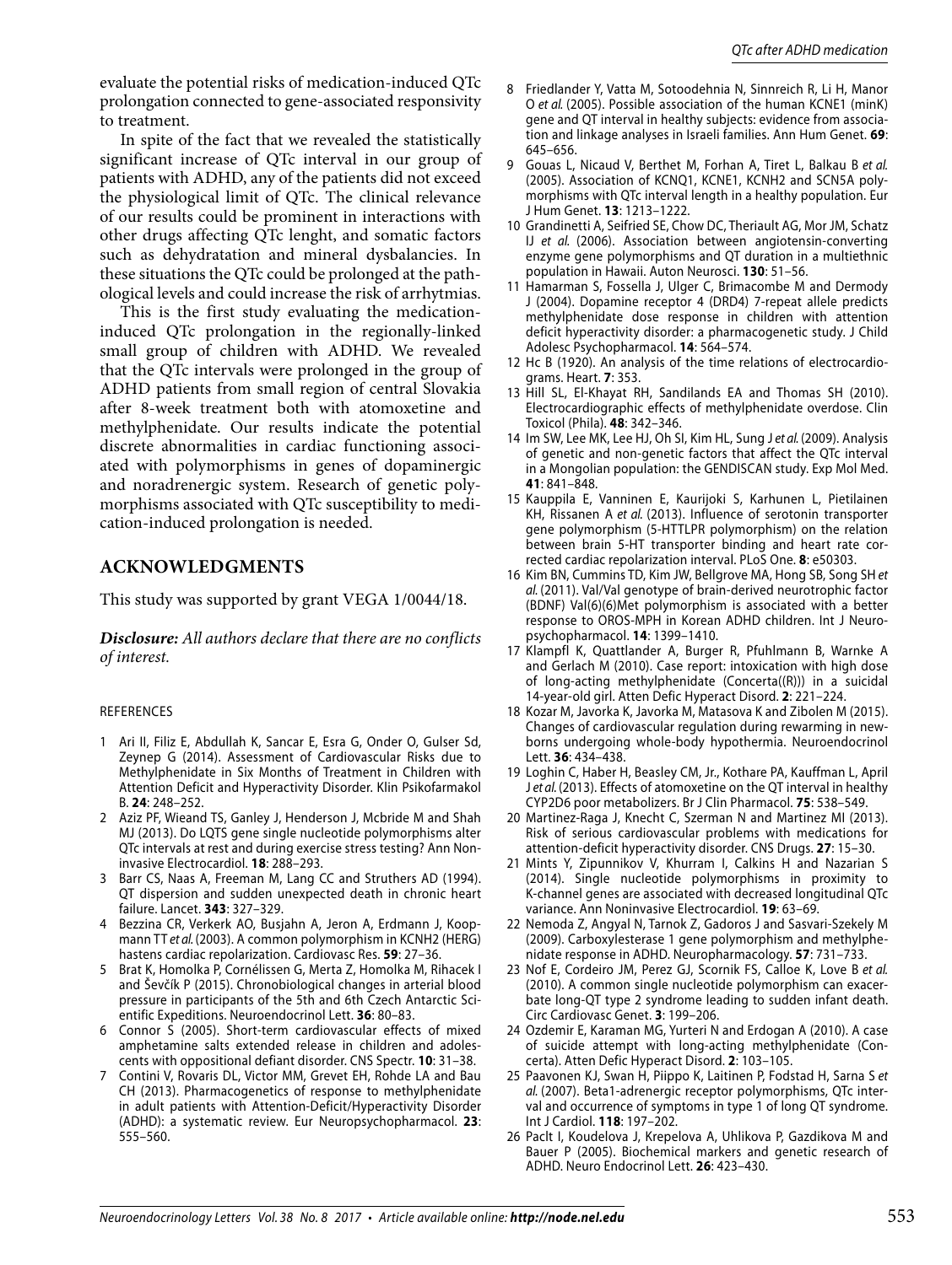evaluate the potential risks of medication-induced QTc prolongation connected to gene-associated responsivity to treatment.

In spite of the fact that we revealed the statistically significant increase of QTc interval in our group of patients with ADHD, any of the patients did not exceed the physiological limit of QTc. The clinical relevance of our results could be prominent in interactions with other drugs affecting QTc lenght, and somatic factors such as dehydratation and mineral dysbalancies. In these situations the QTc could be prolonged at the pathological levels and could increase the risk of arrhytmias.

This is the first study evaluating the medication-induced QTc prolongation in the regionally-linked small group of children with ADHD. We revealed that the QTc intervals were prolonged in the group of ADHD patients from small region of central Slovakia after 8-week treatment both with atomoxetine and methylphenidate. Our results indicate the potential discrete abnormalities in cardiac functioning associated with polymorphisms in genes of dopaminergic and noradrenergic system. Research of genetic polymorphisms associated with QTc susceptibility to medication-induced prolongation is needed.

## ACKNOWLEDGMENTS

This study was supported by grant VEGA 1/0044/18.

***Disclosure:*** *All authors declare that there are no conflicts of interest.*

## REFERENCES

1. Ari II, Filiz E, Abdullah K, Sancar E, Esra G, Onder O, Gulser Sd, Zeynep G (2014). Assessment of Cardiovascular Risks due to Methylphenidate in Six Months of Treatment in Children with Attention Deficit and Hyperactivity Disorder. Klin Psikofarmakol B. **24**: 248–252.
2. Aziz PF, Wieand TS, Ganley J, Henderson J, Mcbride M and Shah MJ (2013). Do LQTS gene single nucleotide polymorphisms alter QTc intervals at rest and during exercise stress testing? Ann Noninvasive Electrocardiol. **18**: 288–293.
3. Barr CS, Naas A, Freeman M, Lang CC and Struthers AD (1994). QT dispersion and sudden unexpected death in chronic heart failure. Lancet. **343**: 327–329.
4. Bezzina CR, Verkerk AO, Busjahn A, Jeron A, Erdmann J, Koopmann TT *et al.* (2003). A common polymorphism in KCNH2 (HERG) hastens cardiac repolarization. Cardiovasc Res. **59**: 27–36.
5. Brat K, Homolka P, Cornélissen G, Merta Z, Homolka M, Rihacek I and Ševčík P (2015). Chronobiological changes in arterial blood pressure in participants of the 5th and 6th Czech Antarctic Scientific Expeditions. Neuroendocrinol Lett. **36**: 80–83.
6. Connor S (2005). Short-term cardiovascular effects of mixed amphetamine salts extended release in children and adolescents with oppositional defiant disorder. CNS Spectr. **10**: 31–38.
7. Contini V, Rovaris DL, Victor MM, Grevet EH, Rohde LA and Bau CH (2013). Pharmacogenetics of response to methylphenidate in adult patients with Attention-Deficit/Hyperactivity Disorder (ADHD): a systematic review. Eur Neuropsychopharmacol. **23**: 555–560.
8. Friedlander Y, Vatta M, Sotoodehnia N, Sinnreich R, Li H, Manor O *et al.* (2005). Possible association of the human KCNE1 (minK) gene and QT interval in healthy subjects: evidence from association and linkage analyses in Israeli families. Ann Hum Genet. **69**: 645–656.
9. Gouas L, Nicaud V, Berthet M, Forhan A, Tiret L, Balkau B *et al.* (2005). Association of KCNQ1, KCNE1, KCNH2 and SCN5A polymorphisms with QTc interval length in a healthy population. Eur J Hum Genet. **13**: 1213–1222.
10. Grandinetti A, Seifried SE, Chow DC, Theriault AG, Mor JM, Schatz IJ *et al.* (2006). Association between angiotensin-converting enzyme gene polymorphisms and QT duration in a multiethnic population in Hawaii. Auton Neurosci. **130**: 51–56.
11. Hamarman S, Fossella J, Ulger C, Brimacombe M and Dermody J (2004). Dopamine receptor 4 (DRD4) 7-repeat allele predicts methylphenidate dose response in children with attention deficit hyperactivity disorder: a pharmacogenetic study. J Child Adolesc Psychopharmacol. **14**: 564–574.
12. Hc B (1920). An analysis of the time relations of electrocardiograms. Heart. **7**: 353.
13. Hill SL, El-Khayat RH, Sandilands EA and Thomas SH (2010). Electrocardiographic effects of methylphenidate overdose. Clin Toxicol (Phila). **48**: 342–346.
14. Im SW, Lee MK, Lee HJ, Oh SI, Kim HL, Sung J *et al.* (2009). Analysis of genetic and non-genetic factors that affect the QTc interval in a Mongolian population: the GENDISCAN study. Exp Mol Med. **41**: 841–848.
15. Kauppila E, Vanninen E, Kaurijoki S, Karhunen L, Pietilainen KH, Rissanen A *et al.* (2013). Influence of serotonin transporter gene polymorphism (5-HTTLPR polymorphism) on the relation between brain 5-HT transporter binding and heart rate corrected cardiac repolarization interval. PLoS One. **8**: e50303.
16. Kim BN, Cummins TD, Kim JW, Bellgrove MA, Hong SB, Song SH *et al.* (2011). Val/Val genotype of brain-derived neurotrophic factor (BDNF) Val(6)(6)Met polymorphism is associated with a better response to OROS-MPH in Korean ADHD children. Int J Neuropsychopharmacol. **14**: 1399–1410.
17. Klampfl K, Quattlander A, Burger R, Pfuhlmann B, Warnke A and Gerlach M (2010). Case report: intoxication with high dose of long-acting methylphenidate (Concerta((R))) in a suicidal 14-year-old girl. Atten Defic Hyperact Disord. **2**: 221–224.
18. Kozar M, Javorka K, Javorka M, Matasova K and Zibolen M (2015). Changes of cardiovascular regulation during rewarming in newborns undergoing whole-body hypothermia. Neuroendocrinol Lett. **36**: 434–438.
19. Loghin C, Haber H, Beasley CM, Jr., Kothare PA, Kauffman L, April J *et al.* (2013). Effects of atomoxetine on the QT interval in healthy CYP2D6 poor metabolizers. Br J Clin Pharmacol. **75**: 538–549.
20. Martinez-Raga J, Knecht C, Szerman N and Martinez MI (2013). Risk of serious cardiovascular problems with medications for attention-deficit hyperactivity disorder. CNS Drugs. **27**: 15–30.
21. Mints Y, Zipunnikov V, Khurram I, Calkins H and Nazarian S (2014). Single nucleotide polymorphisms in proximity to K-channel genes are associated with decreased longitudinal QTc variance. Ann Noninvasive Electrocardiol. **19**: 63–69.
22. Nemoda Z, Angyal N, Tarnok Z, Gadoros J and Sasvari-Szekely M (2009). Carboxylesterase 1 gene polymorphism and methylphenidate response in ADHD. Neuropharmacology. **57**: 731–733.
23. Nof E, Cordeiro JM, Perez GJ, Scornik FS, Calloe K, Love B *et al.* (2010). A common single nucleotide polymorphism can exacerbate long-QT type 2 syndrome leading to sudden infant death. Circ Cardiovasc Genet. **3**: 199–206.
24. Ozdemir E, Karaman MG, Yurteri N and Erdogan A (2010). A case of suicide attempt with long-acting methylphenidate (Concerta). Atten Defic Hyperact Disord. **2**: 103–105.
25. Paavonen KJ, Swan H, Piippo K, Laitinen P, Fodstad H, Sarna S *et al.* (2007). Beta1-adrenergic receptor polymorphisms, QTc interval and occurrence of symptoms in type 1 of long QT syndrome. Int J Cardiol. **118**: 197–202.
26. Paclt I, Koudelova J, Krepelova A, Uhlikova P, Gazdikova M and Bauer P (2005). Biochemical markers and genetic research of ADHD. Neuro Endocrinol Lett. **26**: 423–430.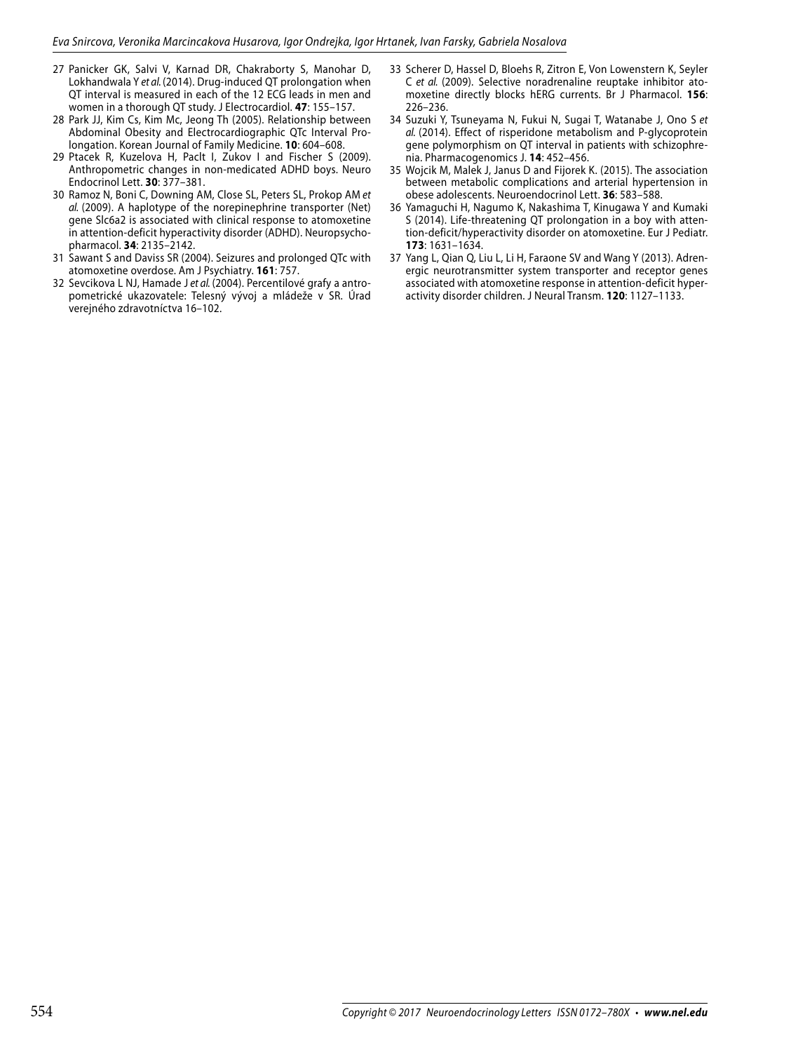27 Panicker GK, Salvi V, Karnad DR, Chakraborty S, Manohar D, Lokhandwala Y *et al.* (2014). Drug-induced QT prolongation when QT interval is measured in each of the 12 ECG leads in men and women in a thorough QT study. J Electrocardiol. **47**: 155–157.

28 Park JJ, Kim Cs, Kim Mc, Jeong Th (2005). Relationship between Abdominal Obesity and Electrocardiographic QTc Interval Prolongation. Korean Journal of Family Medicine. **10**: 604–608.

29 Ptacek R, Kuzelova H, Paclt I, Zukov I and Fischer S (2009). Anthropometric changes in non-medicated ADHD boys. Neuro Endocrinol Lett. **30**: 377–381.

30 Ramoz N, Boni C, Downing AM, Close SL, Peters SL, Prokop AM *et al.* (2009). A haplotype of the norepinephrine transporter (Net) gene Slc6a2 is associated with clinical response to atomoxetine in attention-deficit hyperactivity disorder (ADHD). Neuropsychopharmacol. **34**: 2135–2142.

31 Sawant S and Daviss SR (2004). Seizures and prolonged QTc with atomoxetine overdose. Am J Psychiatry. **161**: 757.

32 Sevcikova L NJ, Hamade J *et al.* (2004). Percentilové grafy a antropometrické ukazovatele: Telesný vývoj a mládeže v SR. Úrad verejného zdravotníctva 16–102.

33 Scherer D, Hassel D, Bloehs R, Zitron E, Von Lowenstern K, Seyler C *et al.* (2009). Selective noradrenaline reuptake inhibitor atomoxetine directly blocks hERG currents. Br J Pharmacol. **156**: 226–236.

34 Suzuki Y, Tsuneyama N, Fukui N, Sugai T, Watanabe J, Ono S *et al.* (2014). Effect of risperidone metabolism and P-glycoprotein gene polymorphism on QT interval in patients with schizophrenia. Pharmacogenomics J. **14**: 452–456.

35 Wojcik M, Malek J, Janus D and Fijorek K. (2015). The association between metabolic complications and arterial hypertension in obese adolescents. Neuroendocrinol Lett. **36**: 583–588.

36 Yamaguchi H, Nagumo K, Nakashima T, Kinugawa Y and Kumaki S (2014). Life-threatening QT prolongation in a boy with attention-deficit/hyperactivity disorder on atomoxetine. Eur J Pediatr. **173**: 1631–1634.

37 Yang L, Qian Q, Liu L, Li H, Faraone SV and Wang Y (2013). Adrenergic neurotransmitter system transporter and receptor genes associated with atomoxetine response in attention-deficit hyperactivity disorder children. J Neural Transm. **120**: 1127–1133.